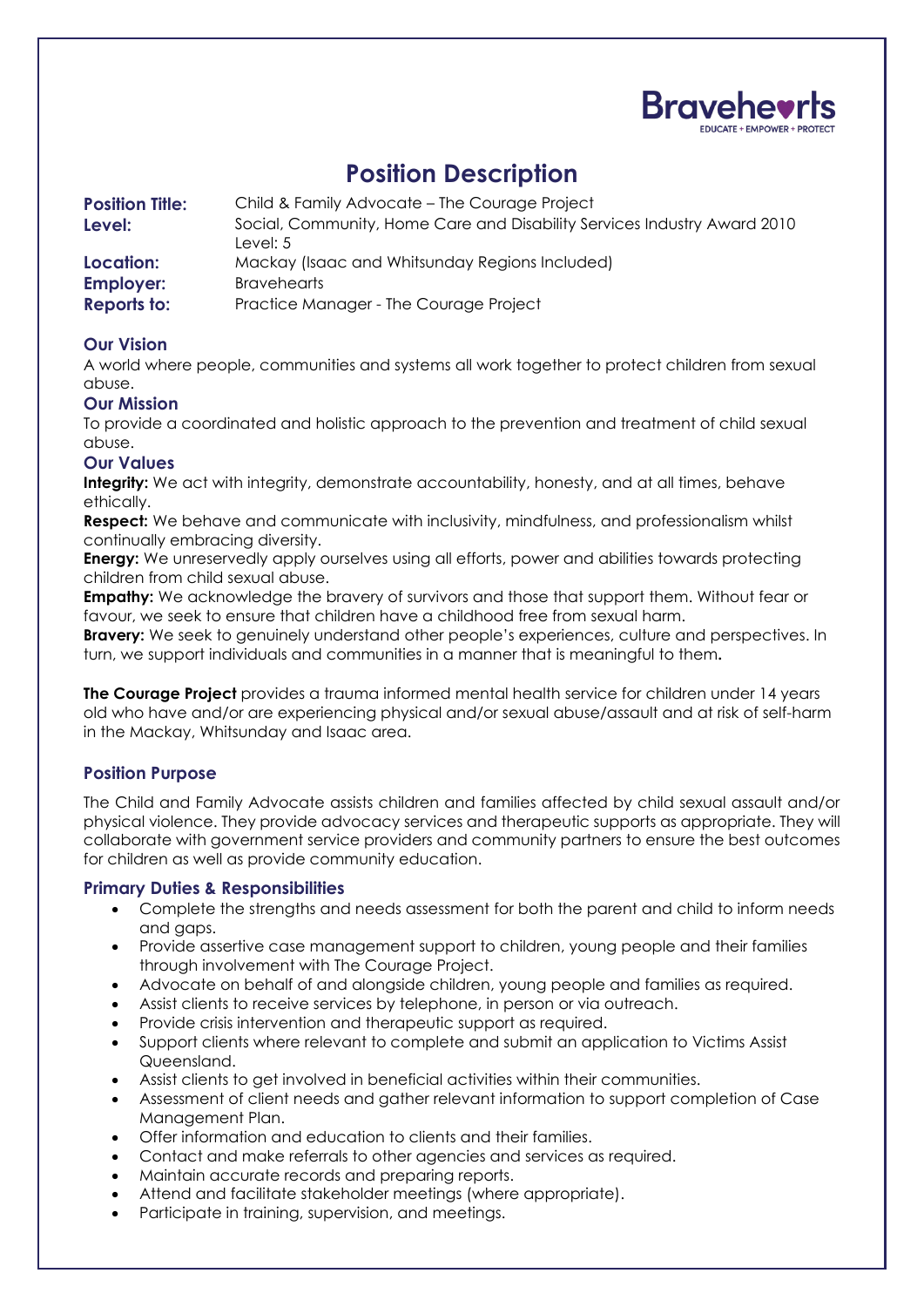Bravehearts
EDUCATE + EMPOWER + PROTECT

# Position Description

**Position Title:** Child & Family Advocate – The Courage Project
**Level:** Social, Community, Home Care and Disability Services Industry Award 2010 Level: 5
**Location:** Mackay (Isaac and Whitsunday Regions Included)
**Employer:** Bravehearts
**Reports to:** Practice Manager - The Courage Project

### Our Vision

A world where people, communities and systems all work together to protect children from sexual abuse.

### Our Mission

To provide a coordinated and holistic approach to the prevention and treatment of child sexual abuse.

### Our Values

**Integrity:** We act with integrity, demonstrate accountability, honesty, and at all times, behave ethically.
**Respect:** We behave and communicate with inclusivity, mindfulness, and professionalism whilst continually embracing diversity.
**Energy:** We unreservedly apply ourselves using all efforts, power and abilities towards protecting children from child sexual abuse.
**Empathy:** We acknowledge the bravery of survivors and those that support them. Without fear or favour, we seek to ensure that children have a childhood free from sexual harm.
**Bravery:** We seek to genuinely understand other people's experiences, culture and perspectives. In turn, we support individuals and communities in a manner that is meaningful to them.

**The Courage Project** provides a trauma informed mental health service for children under 14 years old who have and/or are experiencing physical and/or sexual abuse/assault and at risk of self-harm in the Mackay, Whitsunday and Isaac area.

### Position Purpose

The Child and Family Advocate assists children and families affected by child sexual assault and/or physical violence. They provide advocacy services and therapeutic supports as appropriate. They will collaborate with government service providers and community partners to ensure the best outcomes for children as well as provide community education.

### Primary Duties & Responsibilities

- Complete the strengths and needs assessment for both the parent and child to inform needs and gaps.
- Provide assertive case management support to children, young people and their families through involvement with The Courage Project.
- Advocate on behalf of and alongside children, young people and families as required.
- Assist clients to receive services by telephone, in person or via outreach.
- Provide crisis intervention and therapeutic support as required.
- Support clients where relevant to complete and submit an application to Victims Assist Queensland.
- Assist clients to get involved in beneficial activities within their communities.
- Assessment of client needs and gather relevant information to support completion of Case Management Plan.
- Offer information and education to clients and their families.
- Contact and make referrals to other agencies and services as required.
- Maintain accurate records and preparing reports.
- Attend and facilitate stakeholder meetings (where appropriate).
- Participate in training, supervision, and meetings.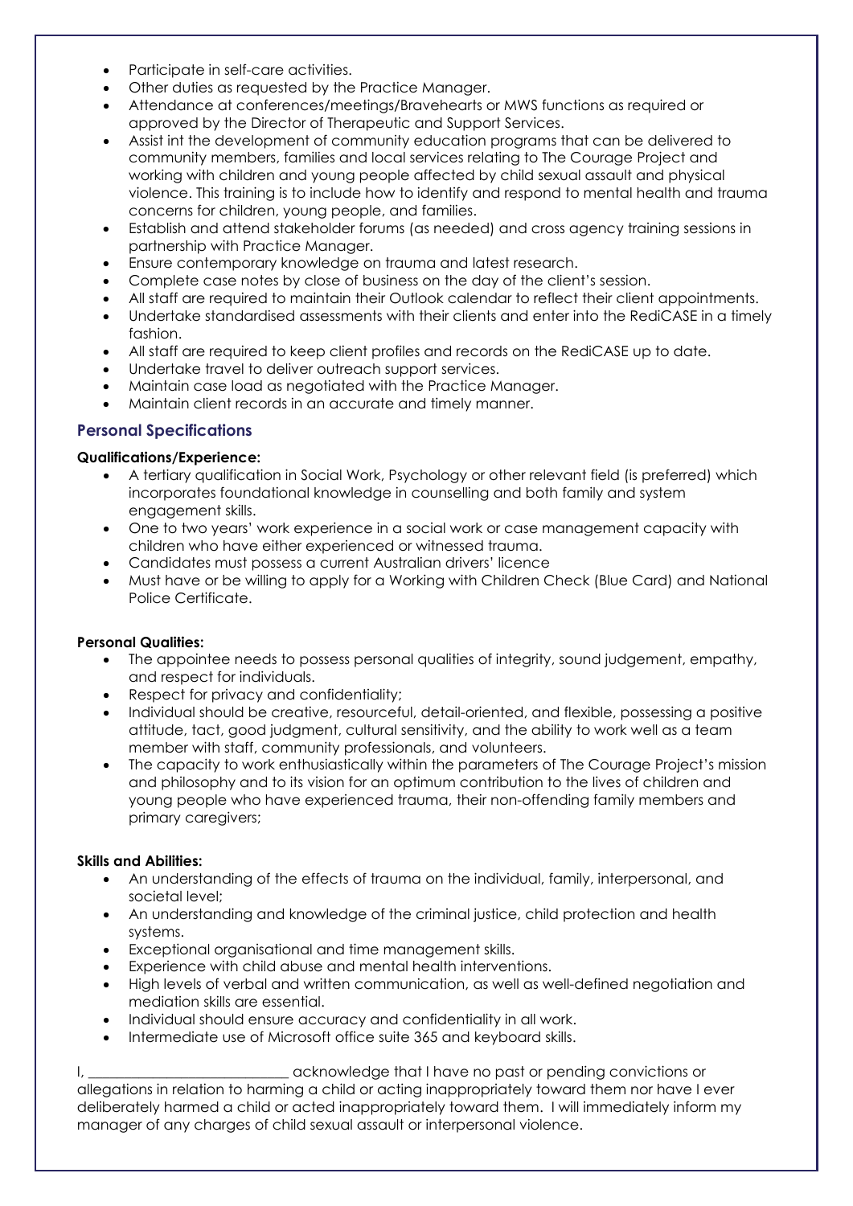- Participate in self-care activities.
- Other duties as requested by the Practice Manager.
- Attendance at conferences/meetings/Bravehearts or MWS functions as required or approved by the Director of Therapeutic and Support Services.
- Assist int the development of community education programs that can be delivered to community members, families and local services relating to The Courage Project and working with children and young people affected by child sexual assault and physical violence. This training is to include how to identify and respond to mental health and trauma concerns for children, young people, and families.
- Establish and attend stakeholder forums (as needed) and cross agency training sessions in partnership with Practice Manager.
- Ensure contemporary knowledge on trauma and latest research.
- Complete case notes by close of business on the day of the client's session.
- All staff are required to maintain their Outlook calendar to reflect their client appointments.
- Undertake standardised assessments with their clients and enter into the RediCASE in a timely fashion.
- All staff are required to keep client profiles and records on the RediCASE up to date.
- Undertake travel to deliver outreach support services.
- Maintain case load as negotiated with the Practice Manager.
- Maintain client records in an accurate and timely manner.

## Personal Specifications

**Qualifications/Experience:**

- A tertiary qualification in Social Work, Psychology or other relevant field (is preferred) which incorporates foundational knowledge in counselling and both family and system engagement skills.
- One to two years' work experience in a social work or case management capacity with children who have either experienced or witnessed trauma.
- Candidates must possess a current Australian drivers' licence
- Must have or be willing to apply for a Working with Children Check (Blue Card) and National Police Certificate.

**Personal Qualities:**

- The appointee needs to possess personal qualities of integrity, sound judgement, empathy, and respect for individuals.
- Respect for privacy and confidentiality;
- Individual should be creative, resourceful, detail-oriented, and flexible, possessing a positive attitude, tact, good judgment, cultural sensitivity, and the ability to work well as a team member with staff, community professionals, and volunteers.
- The capacity to work enthusiastically within the parameters of The Courage Project's mission and philosophy and to its vision for an optimum contribution to the lives of children and young people who have experienced trauma, their non-offending family members and primary caregivers;

**Skills and Abilities:**

- An understanding of the effects of trauma on the individual, family, interpersonal, and societal level;
- An understanding and knowledge of the criminal justice, child protection and health systems.
- Exceptional organisational and time management skills.
- Experience with child abuse and mental health interventions.
- High levels of verbal and written communication, as well as well-defined negotiation and mediation skills are essential.
- Individual should ensure accuracy and confidentiality in all work.
- Intermediate use of Microsoft office suite 365 and keyboard skills.

I, ___________________________ acknowledge that I have no past or pending convictions or allegations in relation to harming a child or acting inappropriately toward them nor have I ever deliberately harmed a child or acted inappropriately toward them. I will immediately inform my manager of any charges of child sexual assault or interpersonal violence.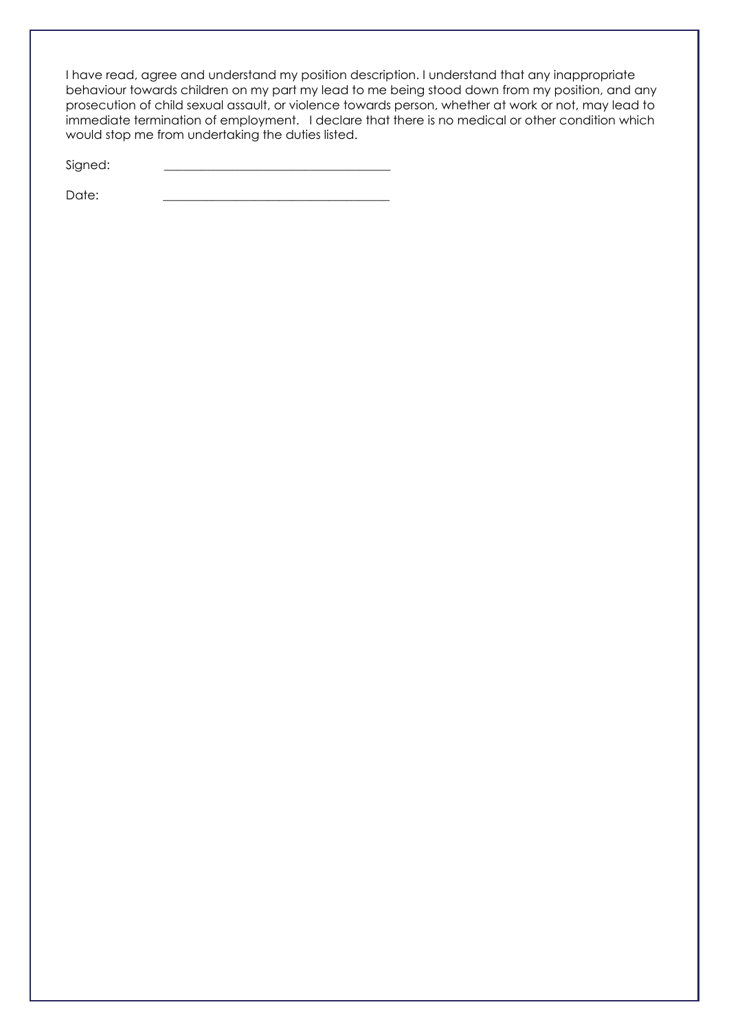I have read, agree and understand my position description. I understand that any inappropriate behaviour towards children on my part my lead to me being stood down from my position, and any prosecution of child sexual assault, or violence towards person, whether at work or not, may lead to immediate termination of employment.   I declare that there is no medical or other condition which would stop me from undertaking the duties listed.

Signed: ____________________________________

Date: ____________________________________